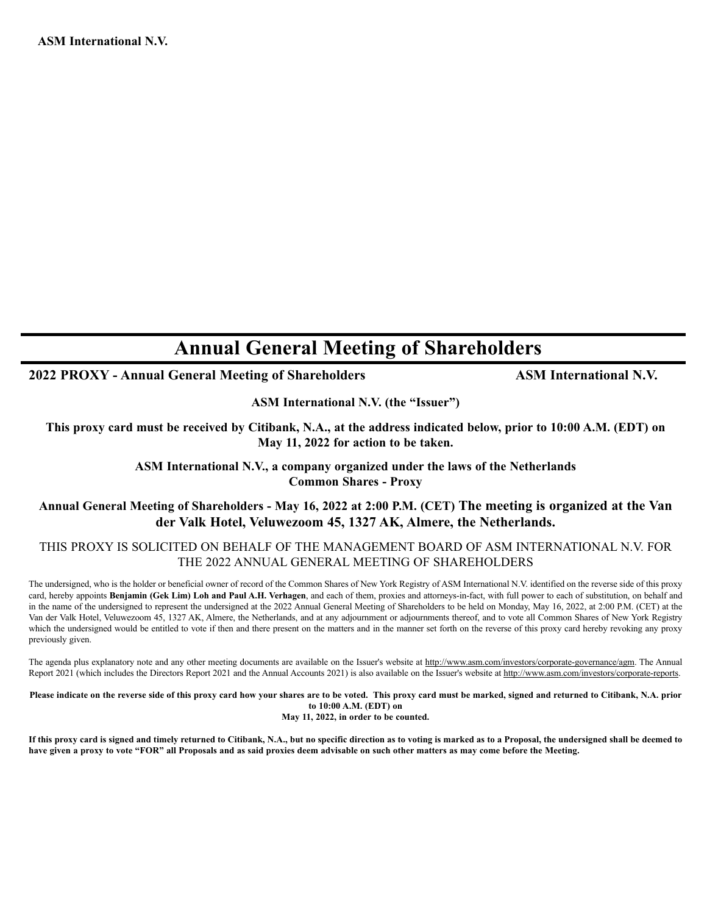**ASM International N.V.**

# Annual General Meeting of Shareholders

**2022 PROXY - Annual General Meeting of Shareholders** **ASM International N.V.**

**ASM International N.V. (the "Issuer")**

**This proxy card must be received by Citibank, N.A., at the address indicated below, prior to 10:00 A.M. (EDT) on May 11, 2022 for action to be taken.**

**ASM International N.V., a company organized under the laws of the Netherlands**
**Common Shares - Proxy**

**Annual General Meeting of Shareholders - May 16, 2022 at 2:00 P.M. (CET) The meeting is organized at the Van der Valk Hotel, Veluwezoom 45, 1327 AK, Almere, the Netherlands.**

THIS PROXY IS SOLICITED ON BEHALF OF THE MANAGEMENT BOARD OF ASM INTERNATIONAL N.V. FOR THE 2022 ANNUAL GENERAL MEETING OF SHAREHOLDERS

The undersigned, who is the holder or beneficial owner of record of the Common Shares of New York Registry of ASM International N.V. identified on the reverse side of this proxy card, hereby appoints **Benjamin (Gek Lim) Loh and Paul A.H. Verhagen**, and each of them, proxies and attorneys-in-fact, with full power to each of substitution, on behalf and in the name of the undersigned to represent the undersigned at the 2022 Annual General Meeting of Shareholders to be held on Monday, May 16, 2022, at 2:00 P.M. (CET) at the Van der Valk Hotel, Veluwezoom 45, 1327 AK, Almere, the Netherlands, and at any adjournment or adjournments thereof, and to vote all Common Shares of New York Registry which the undersigned would be entitled to vote if then and there present on the matters and in the manner set forth on the reverse of this proxy card hereby revoking any proxy previously given.

The agenda plus explanatory note and any other meeting documents are available on the Issuer's website at http://www.asm.com/investors/corporate-governance/agm. The Annual Report 2021 (which includes the Directors Report 2021 and the Annual Accounts 2021) is also available on the Issuer's website at http://www.asm.com/investors/corporate-reports.

**Please indicate on the reverse side of this proxy card how your shares are to be voted. This proxy card must be marked, signed and returned to Citibank, N.A. prior to 10:00 A.M. (EDT) on May 11, 2022, in order to be counted.**

**If this proxy card is signed and timely returned to Citibank, N.A., but no specific direction as to voting is marked as to a Proposal, the undersigned shall be deemed to have given a proxy to vote "FOR" all Proposals and as said proxies deem advisable on such other matters as may come before the Meeting.**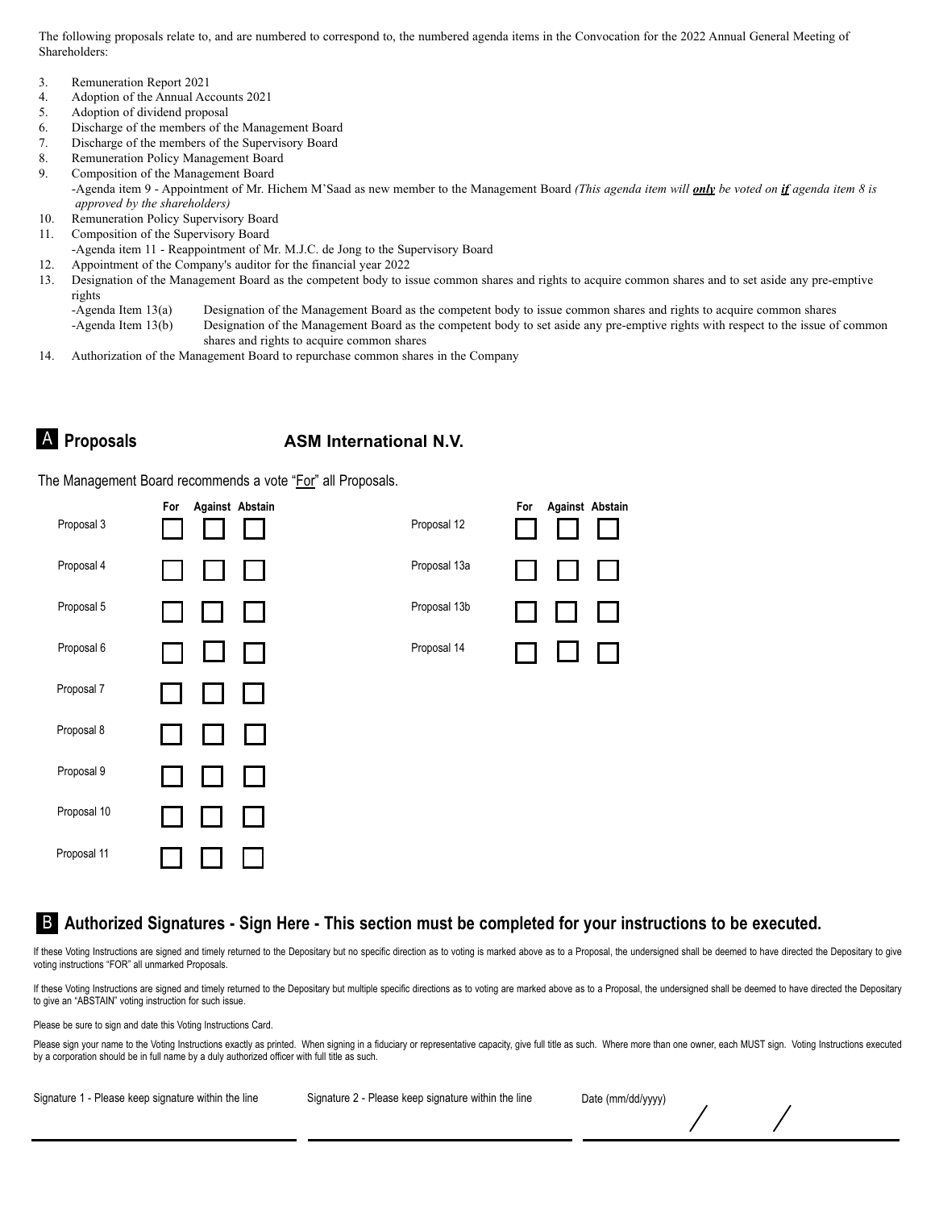The following proposals relate to, and are numbered to correspond to, the numbered agenda items in the Convocation for the 2022 Annual General Meeting of Shareholders:

3. Remuneration Report 2021
4. Adoption of the Annual Accounts 2021
5. Adoption of dividend proposal
6. Discharge of the members of the Management Board
7. Discharge of the members of the Supervisory Board
8. Remuneration Policy Management Board
9. Composition of the Management Board
   -Agenda item 9 - Appointment of Mr. Hichem M'Saad as new member to the Management Board *(This agenda item will* ***only*** *be voted on* ***if*** *agenda item 8 is approved by the shareholders)*
10. Remuneration Policy Supervisory Board
11. Composition of the Supervisory Board
    -Agenda item 11 - Reappointment of Mr. M.J.C. de Jong to the Supervisory Board
12. Appointment of the Company's auditor for the financial year 2022
13. Designation of the Management Board as the competent body to issue common shares and rights to acquire common shares and to set aside any pre-emptive rights
    -Agenda Item 13(a) Designation of the Management Board as the competent body to issue common shares and rights to acquire common shares
    -Agenda Item 13(b) Designation of the Management Board as the competent body to set aside any pre-emptive rights with respect to the issue of common shares and rights to acquire common shares
14. Authorization of the Management Board to repurchase common shares in the Company

## A Proposals

**ASM International N.V.**

The Management Board recommends a vote "For" all Proposals.

| | For | Against | Abstain |
|---|---|---|---|
| Proposal 3 | ☐ | ☐ | ☐ |
| Proposal 4 | ☐ | ☐ | ☐ |
| Proposal 5 | ☐ | ☐ | ☐ |
| Proposal 6 | ☐ | ☐ | ☐ |
| Proposal 7 | ☐ | ☐ | ☐ |
| Proposal 8 | ☐ | ☐ | ☐ |
| Proposal 9 | ☐ | ☐ | ☐ |
| Proposal 10 | ☐ | ☐ | ☐ |
| Proposal 11 | ☐ | ☐ | ☐ |
| Proposal 12 | ☐ | ☐ | ☐ |
| Proposal 13a | ☐ | ☐ | ☐ |
| Proposal 13b | ☐ | ☐ | ☐ |
| Proposal 14 | ☐ | ☐ | ☐ |

## B Authorized Signatures - Sign Here - This section must be completed for your instructions to be executed.

If these Voting Instructions are signed and timely returned to the Depositary but no specific direction as to voting is marked above as to a Proposal, the undersigned shall be deemed to have directed the Depositary to give voting instructions "FOR" all unmarked Proposals.

If these Voting Instructions are signed and timely returned to the Depositary but multiple specific directions as to voting are marked above as to a Proposal, the undersigned shall be deemed to have directed the Depositary to give an "ABSTAIN" voting instruction for such issue.

Please be sure to sign and date this Voting Instructions Card.

Please sign your name to the Voting Instructions exactly as printed. When signing in a fiduciary or representative capacity, give full title as such. Where more than one owner, each MUST sign. Voting Instructions executed by a corporation should be in full name by a duly authorized officer with full title as such.

| Signature 1 - Please keep signature within the line | Signature 2 - Please keep signature within the line | Date (mm/dd/yyyy) |
|---|---|---|
| | | / / |